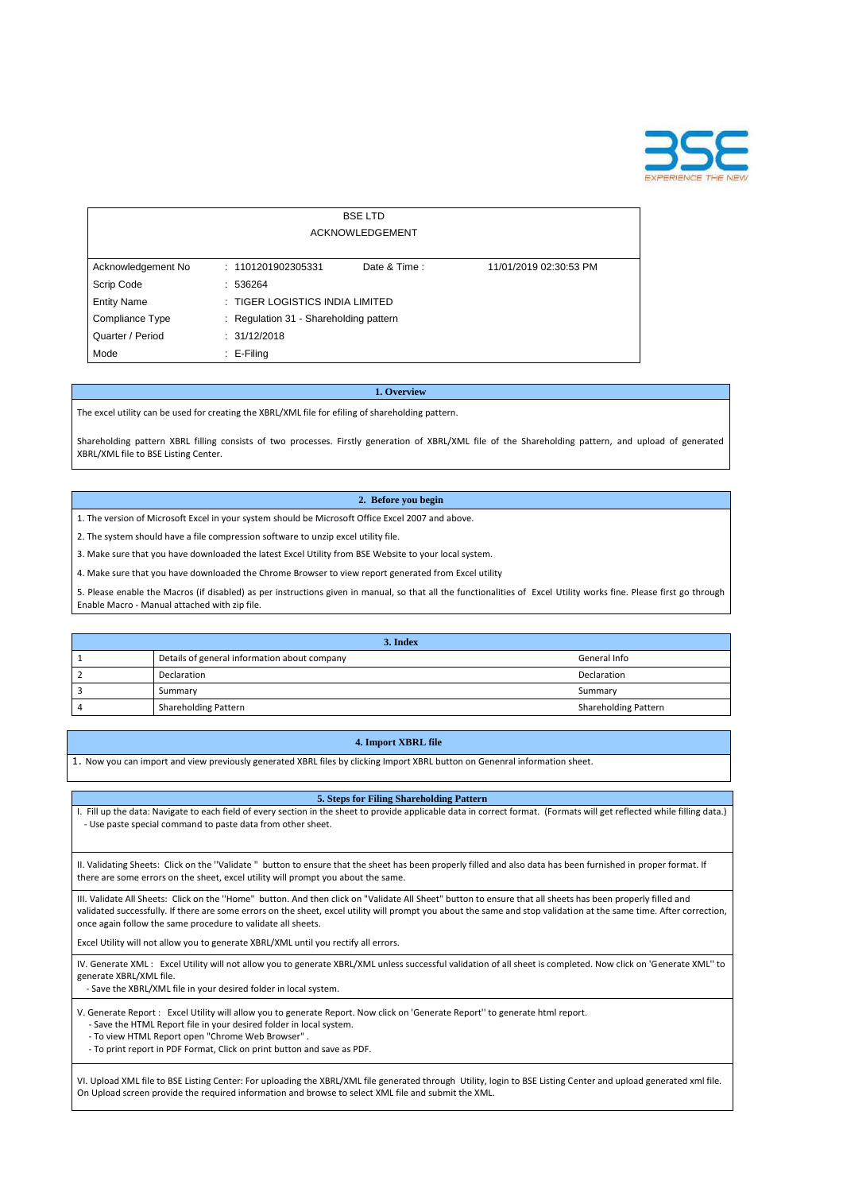BSE LTD

ACKNOWLEDGEMENT

| | | | |
|---|---|---|---|
| Acknowledgement No | : 1101201902305331 | Date & Time : | 11/01/2019 02:30:53 PM |
| Scrip Code | : 536264 | | |
| Entity Name | : TIGER LOGISTICS INDIA LIMITED | | |
| Compliance Type | : Regulation 31 - Shareholding pattern | | |
| Quarter / Period | : 31/12/2018 | | |
| Mode | : E-Filing | | |

## 1. Overview

The excel utility can be used for creating the XBRL/XML file for efiling of shareholding pattern.

Shareholding pattern XBRL filling consists of two processes. Firstly generation of XBRL/XML file of the Shareholding pattern, and upload of generated XBRL/XML file to BSE Listing Center.

## 2. Before you begin

1. The version of Microsoft Excel in your system should be Microsoft Office Excel 2007 and above.
2. The system should have a file compression software to unzip excel utility file.
3. Make sure that you have downloaded the latest Excel Utility from BSE Website to your local system.
4. Make sure that you have downloaded the Chrome Browser to view report generated from Excel utility
5. Please enable the Macros (if disabled) as per instructions given in manual, so that all the functionalities of Excel Utility works fine. Please first go through Enable Macro - Manual attached with zip file.

## 3. Index

| | | |
|---|---|---|
| 1 | Details of general information about company | General Info |
| 2 | Declaration | Declaration |
| 3 | Summary | Summary |
| 4 | Shareholding Pattern | Shareholding Pattern |

## 4. Import XBRL file

1. Now you can import and view previously generated XBRL files by clicking Import XBRL button on Genenral information sheet.

## 5. Steps for Filing Shareholding Pattern

I. Fill up the data: Navigate to each field of every section in the sheet to provide applicable data in correct format. (Formats will get reflected while filling data.)
- Use paste special command to paste data from other sheet.

II. Validating Sheets: Click on the ''Validate " button to ensure that the sheet has been properly filled and also data has been furnished in proper format. If there are some errors on the sheet, excel utility will prompt you about the same.

III. Validate All Sheets: Click on the ''Home" button. And then click on "Validate All Sheet" button to ensure that all sheets has been properly filled and validated successfully. If there are some errors on the sheet, excel utility will prompt you about the same and stop validation at the same time. After correction, once again follow the same procedure to validate all sheets.

Excel Utility will not allow you to generate XBRL/XML until you rectify all errors.

IV. Generate XML : Excel Utility will not allow you to generate XBRL/XML unless successful validation of all sheet is completed. Now click on 'Generate XML'' to generate XBRL/XML file.
- Save the XBRL/XML file in your desired folder in local system.

V. Generate Report : Excel Utility will allow you to generate Report. Now click on 'Generate Report'' to generate html report.
- Save the HTML Report file in your desired folder in local system.
- To view HTML Report open "Chrome Web Browser" .
- To print report in PDF Format, Click on print button and save as PDF.

VI. Upload XML file to BSE Listing Center: For uploading the XBRL/XML file generated through Utility, login to BSE Listing Center and upload generated xml file. On Upload screen provide the required information and browse to select XML file and submit the XML.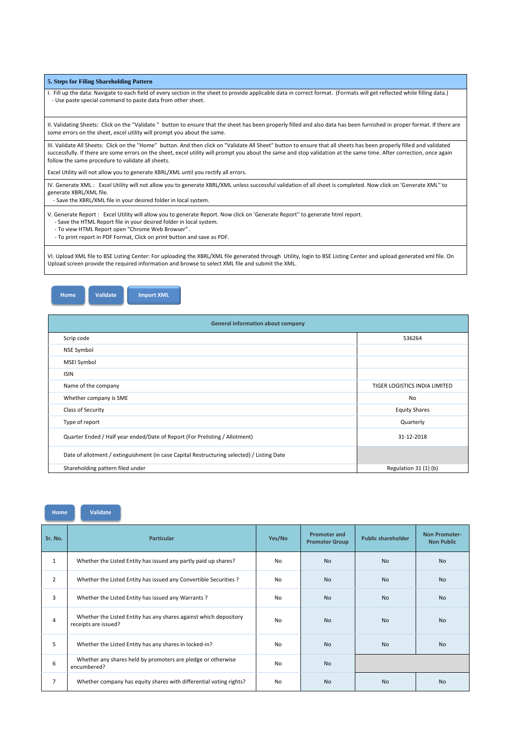| 5. Steps for Filing Shareholding Pattern |
|---|
| I. Fill up the data: Navigate to each field of every section in the sheet to provide applicable data in correct format. (Formats will get reflected while filling data.)<br>- Use paste special command to paste data from other sheet. |
| II. Validating Sheets: Click on the ''Validate " button to ensure that the sheet has been properly filled and also data has been furnished in proper format. If there are some errors on the sheet, excel utility will prompt you about the same. |
| III. Validate All Sheets: Click on the ''Home" button. And then click on "Validate All Sheet" button to ensure that all sheets has been properly filled and validated successfully. If there are some errors on the sheet, excel utility will prompt you about the same and stop validation at the same time. After correction, once again follow the same procedure to validate all sheets.<br><br>Excel Utility will not allow you to generate XBRL/XML until you rectify all errors. |
| IV. Generate XML : Excel Utility will not allow you to generate XBRL/XML unless successful validation of all sheet is completed. Now click on 'Generate XML'' to generate XBRL/XML file.<br>- Save the XBRL/XML file in your desired folder in local system. |
| V. Generate Report : Excel Utility will allow you to generate Report. Now click on 'Generate Report'' to generate html report.<br>- Save the HTML Report file in your desired folder in local system.<br>- To view HTML Report open "Chrome Web Browser" .<br>- To print report in PDF Format, Click on print button and save as PDF. |
| VI. Upload XML file to BSE Listing Center: For uploading the XBRL/XML file generated through Utility, login to BSE Listing Center and upload generated xml file. On Upload screen provide the required information and browse to select XML file and submit the XML. |

Home | Validate | Import XML

| General information about company | |
|---|---|
| Scrip code | 536264 |
| NSE Symbol | |
| MSEI Symbol | |
| ISIN | |
| Name of the company | TIGER LOGISTICS INDIA LIMITED |
| Whether company is SME | No |
| Class of Security | Equity Shares |
| Type of report | Quarterly |
| Quarter Ended / Half year ended/Date of Report (For Prelisting / Allotment) | 31-12-2018 |
| Date of allotment / extinguishment (in case Capital Restructuring selected) / Listing Date | |
| Shareholding pattern filed under | Regulation 31 (1) (b) |

Home | Validate

| Sr. No. | Particular | Yes/No | Promoter and Promoter Group | Public shareholder | Non Promoter-Non Public |
|---|---|---|---|---|---|
| 1 | Whether the Listed Entity has issued any partly paid up shares? | No | No | No | No |
| 2 | Whether the Listed Entity has issued any Convertible Securities ? | No | No | No | No |
| 3 | Whether the Listed Entity has issued any Warrants ? | No | No | No | No |
| 4 | Whether the Listed Entity has any shares against which depository receipts are issued? | No | No | No | No |
| 5 | Whether the Listed Entity has any shares in locked-in? | No | No | No | No |
| 6 | Whether any shares held by promoters are pledge or otherwise encumbered? | No | No | | |
| 7 | Whether company has equity shares with differential voting rights? | No | No | No | No |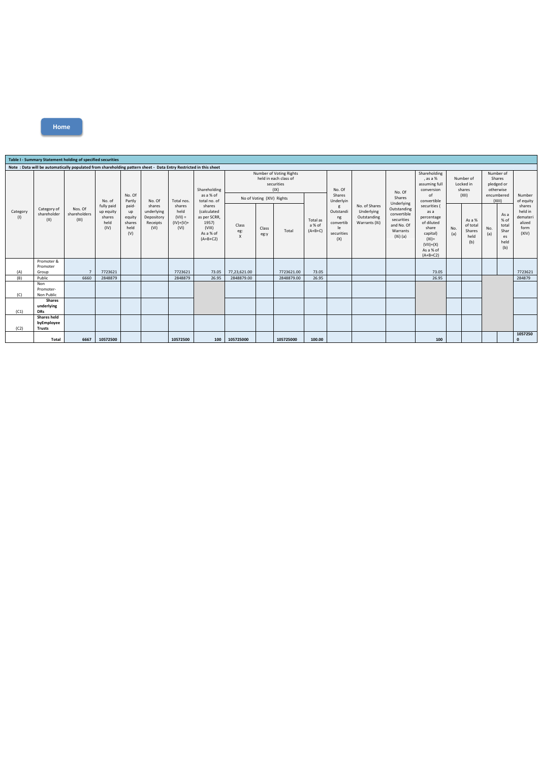Home

**Table I - Summary Statement holding of specified securities**

**Note : Data will be automatically populated from shareholding pattern sheet - Data Entry Restricted in this sheet**

| Category (I) | Category of shareholder (II) | Nos. Of shareholders (III) | No. of fully paid up equity shares held (IV) | No. Of Partly paid-up equity shares held (V) | No. Of shares underlying Depository Receipts (VI) | Total nos. shares held (VII) = (IV)+(V)+ (VI) | Shareholding as a % of total no. of shares (calculated as per SCRR, 1957) (VIII) As a % of (A+B+C2) | Number of Voting Rights held in each class of securities (IX) | | | | No. Of Shares Underlying Outstanding convertible securities (X) | No. of Shares Underlying Outstanding Warrants (Xi) | No. Of Shares Underlying Outstanding convertible securities and No. Of Warrants (Xi) (a) | Shareholding , as a % assuming full conversion of convertible securities ( as a percentage of diluted share capital) (XI)= (VII)+(X) As a % of (A+B+C2) | Number of Locked in shares (XII) | | Number of Shares pledged or otherwise encumbered (XIII) | | Number of equity shares held in dematerialized form (XIV) |
|---|---|---|---|---|---|---|---|---|---|---|---|---|---|---|---|---|---|---|---|---|
| | | | | | | | | No of Voting (XIV) Rights | | | Total as a % of (A+B+C) | | | | | No. (a) | As a % of total Shares held (b) | No. (a) | As a % of total Shares held (b) | |
| | | | | | | | | Class eg: X | Class eg:y | Total | | | | | | | | | | |
| (A) | Promoter & Promoter Group | 7 | 7723621 | | | 7723621 | 73.05 | 77,23,621.00 | | 7723621.00 | 73.05 | | | | 73.05 | | | | | 7723621 |
| (B) | Public | 6660 | 2848879 | | | 2848879 | 26.95 | 2848879.00 | | 2848879.00 | 26.95 | | | | 26.95 | | | | | 284879 |
| (C) | Non Promoter- Non Public | | | | | | | | | | | | | | | | | | | |
| (C1) | **Shares underlying DRs** | | | | | | | | | | | | | | | | | | | |
| (C2) | **Shares held byEmployee Trusts** | | | | | | | | | | | | | | | | | | | |
| | **Total** | 6667 | 10572500 | | | 10572500 | 100 | 105725000 | | 105725000 | 100.00 | | | | 100 | | | | | 10572500 |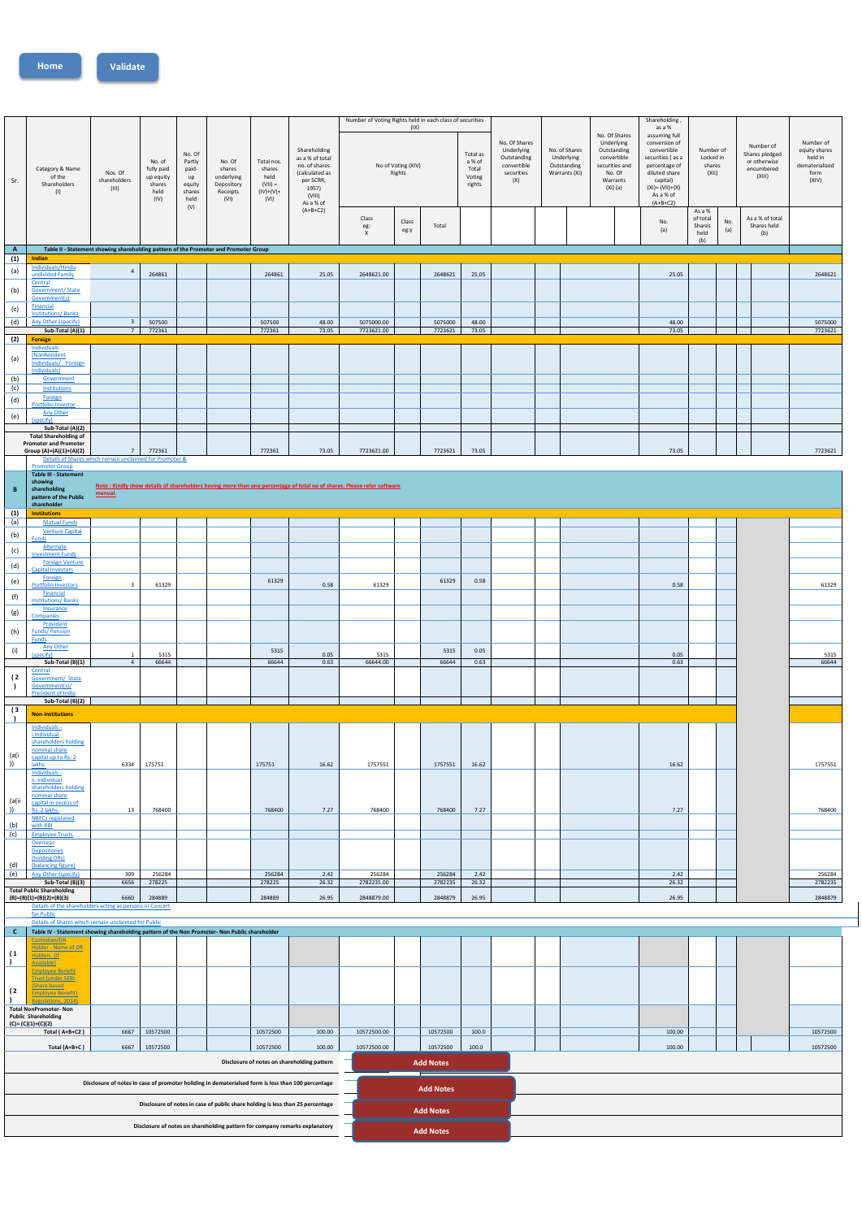| Sr. | Category & Name of the Shareholders (I) | Nos. Of shareholders (III) | No. of fully paid up equity shares held (IV) | No. Of Partly paid-up equity shares held (V) | No. Of shares underlying Depository Receipts (VI) | Total nos. shares held (VII) = (IV)+(V)+(VI) | Shareholding as a % of total no. of shares (calculated as per SCRR, 1957) (VIII) As a % of (A+B+C2) | Number of Voting Rights held in each class of securities (IX) | | | | No. Of Shares Underlying Outstanding convertible securities (X) | No. of Shares Underlying Outstanding Warrants (Xi) | No. Of Shares Underlying Outstanding convertible securities and No. Of Warrants (Xi) (a) | Shareholding, as a % assuming full conversion of convertible securities ( as a percentage of diluted share capital) (XI)= (VII)+(X) As a % of (A+B+C2) | Number of Locked in shares (XII) | | Number of Shares pledged or otherwise encumbered (XIII) | | Number of equity shares held in dematerialized form (XIV) |
|---|---|---|---|---|---|---|---|---|---|---|---|---|---|---|---|---|---|---|---|---|
| | | | | | | | | No of Voting (XIV) Rights: Class eg: X | Class eg:y | Total | Total as a % of Total Voting rights | | | | | No. (a) | As a % of total Shares held (b) | No. (a) | As a % of total Shares held (b) | |
| A | Table II - Statement showing shareholding pattern of the Promoter and Promoter Group | | | | | | | | | | | | | | | | | | | |
| (1) | Indian | | | | | | | | | | | | | | | | | | | |
| (a) | Individuals/Hindu undivided Family | 4 | 264861 | | | 264861 | 25.05 | 2648621.00 | | 2648621 | 25.05 | | | | 25.05 | | | | | 2648621 |
| (b) | Central Government/ State Government(s) | | | | | | | | | | | | | | | | | | | |
| (c) | Financial Institutions/ Banks | | | | | | | | | | | | | | | | | | | |
| (d) | Any Other (specify) | 3 | 507500 | | | 507500 | 48.00 | 5075000.00 | | 5075000 | 48.00 | | | | 48.00 | | | | | 5075000 |
| | Sub-Total (A)(1) | 7 | 772361 | | | 772361 | 73.05 | 7723621.00 | | 7723621 | 73.05 | | | | 73.05 | | | | | 7723621 |
| (2) | Foreign | | | | | | | | | | | | | | | | | | | |
| (a) | Individuals (NonResident Individuals/ Foreign Individuals) | | | | | | | | | | | | | | | | | | | |
| (b) | Government | | | | | | | | | | | | | | | | | | | |
| (c) | Institutions | | | | | | | | | | | | | | | | | | | |
| (d) | Foreign Portfolio Investor | | | | | | | | | | | | | | | | | | | |
| (e) | Any Other (specify) | | | | | | | | | | | | | | | | | | | |
| | Sub-Total (A)(2) | | | | | | | | | | | | | | | | | | | |
| | Total Shareholding of Promoter and Promoter Group (A)=(A)(1)+(A)(2) | 7 | 772361 | | | 772361 | 73.05 | 7723621.00 | | 7723621 | 73.05 | | | | 73.05 | | | | | 7723621 |
| | Details of Shares which remain unclaimed for Promoter & Promoter Group | | | | | | | | | | | | | | | | | | | |
| B | Table III - Statement showing shareholding pattern of the Public shareholder | Note : Kindly show details of shareholders having more than one percentage of total no of shares. Please refer software manual. | | | | | | | | | | | | | | | | | | |
| (1) | Institutions | | | | | | | | | | | | | | | | | | | |
| (a) | Mutual Funds | | | | | | | | | | | | | | | | | | | |
| (b) | Venture Capital Funds | | | | | | | | | | | | | | | | | | | |
| (c) | Alternate Investment Funds | | | | | | | | | | | | | | | | | | | |
| (d) | Foreign Venture Capital Investors | | | | | | | | | | | | | | | | | | | |
| (e) | Foreign Portfolio Investors | 3 | 61329 | | | 61329 | 0.58 | 61329 | | 61329 | 0.58 | | | | 0.58 | | | | | 61329 |
| (f) | Financial Institutions/ Banks | | | | | | | | | | | | | | | | | | | |
| (g) | Insurance Companies | | | | | | | | | | | | | | | | | | | |
| (h) | Provident Funds/ Pension Funds | | | | | | | | | | | | | | | | | | | |
| (i) | Any Other (specify) | 1 | 5315 | | | 5315 | 0.05 | 5315 | | 5315 | 0.05 | | | | 0.05 | | | | | 5315 |
| | Sub-Total (B)(1) | 4 | 66644 | | | 66644 | 0.63 | 66644.00 | | 66644 | 0.63 | | | | 0.63 | | | | | 66644 |
| (2) | Central Government/ State Government(s)/ President of India | | | | | | | | | | | | | | | | | | | |
| | Sub-Total (B)(2) | | | | | | | | | | | | | | | | | | | |
| (3) | Non-institutions | | | | | | | | | | | | | | | | | | | |
| (a(i)) | Individuals - i.Individual shareholders holding nominal share capital up to Rs. 2 lakhs. | 6334 | 175751 | | | 175751 | 16.62 | 1757551 | | 1757551 | 16.62 | | | | 16.62 | | | | | 1757551 |
| (a(ii)) | Individuals - ii. Individual shareholders holding nominal share capital in excess of Rs. 2 lakhs. | 13 | 768400 | | | 768400 | 7.27 | 768400 | | 768400 | 7.27 | | | | 7.27 | | | | | 768400 |
| (b) | NBFCs registered with RBI | | | | | | | | | | | | | | | | | | | |
| (c) | Employee Trusts | | | | | | | | | | | | | | | | | | | |
| (d) | Overseas Depositories (holding DRs) (balancing figure) | | | | | | | | | | | | | | | | | | | |
| (e) | Any Other (specify) | 309 | 256284 | | | 256284 | 2.42 | 256284 | | 256284 | 2.42 | | | | 2.42 | | | | | 256284 |
| | Sub-Total (B)(3) | 6656 | 278225 | | | 278225 | 26.32 | 2782235.00 | | 2782235 | 26.32 | | | | 26.32 | | | | | 2782235 |
| | Total Public Shareholding (B)=(B)(1)+(B)(2)+(B)(3) | 6660 | 284889 | | | 284889 | 26.95 | 2848879.00 | | 2848879 | 26.95 | | | | 26.95 | | | | | 2848879 |
| | Details of the shareholders acting as persons in Concert for Public | | | | | | | | | | | | | | | | | | | |
| | Details of Shares which remain unclaimed for Public | | | | | | | | | | | | | | | | | | | |
| C | Table IV - Statement showing shareholding pattern of the Non Promoter- Non Public shareholder | | | | | | | | | | | | | | | | | | | |
| (1) | Custodian/DR Holder - Name of DR Holders (If Available) | | | | | | | | | | | | | | | | | | | |
| (2) | Employee Benefit Trust (under SEBI (Share based Employee Benefit) Regulations, 2014) | | | | | | | | | | | | | | | | | | | |
| | Total NonPromoter- Non Public Shareholding (C)= (C)(1)+(C)(2) | | | | | | | | | | | | | | | | | | | |
| | Total ( A+B+C2 ) | 6667 | 10572500 | | | 10572500 | 100.00 | 10572500.00 | | 10572500 | 100.0 | | | | 100.00 | | | | | 10572500 |
| | Total (A+B+C ) | 6667 | 10572500 | | | 10572500 | 100.00 | 10572500.00 | | 10572500 | 100.0 | | | | 100.00 | | | | | 10572500 |

Disclosure of notes on shareholding pattern — Add Notes

Disclosure of notes in case of promoter holiding in dematerialsed form is less than 100 percentage — Add Notes

Disclosure of notes in case of public share holding is less than 25 percentage — Add Notes

Disclosure of notes on shareholding pattern for company remarks explanatory — Add Notes